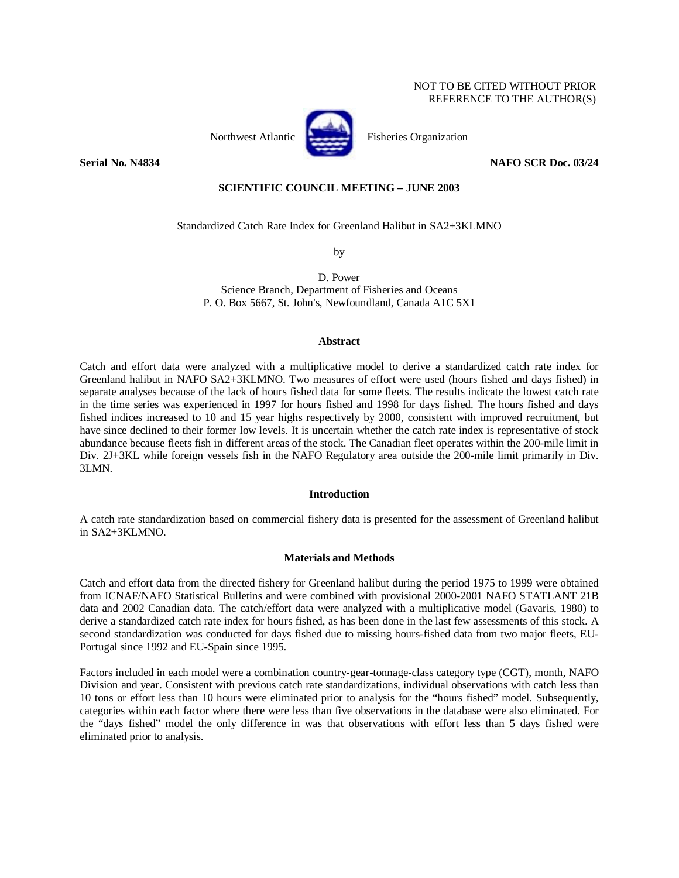NOT TO BE CITED WITHOUT PRIOR
REFERENCE TO THE AUTHOR(S)

Northwest Atlantic Fisheries Organization

**Serial No. N4834** **NAFO SCR Doc. 03/24**

**SCIENTIFIC COUNCIL MEETING – JUNE 2003**

Standardized Catch Rate Index for Greenland Halibut in SA2+3KLMNO

by

D. Power
Science Branch, Department of Fisheries and Oceans
P. O. Box 5667, St. John's, Newfoundland, Canada A1C 5X1

## Abstract

Catch and effort data were analyzed with a multiplicative model to derive a standardized catch rate index for Greenland halibut in NAFO SA2+3KLMNO. Two measures of effort were used (hours fished and days fished) in separate analyses because of the lack of hours fished data for some fleets. The results indicate the lowest catch rate in the time series was experienced in 1997 for hours fished and 1998 for days fished. The hours fished and days fished indices increased to 10 and 15 year highs respectively by 2000, consistent with improved recruitment, but have since declined to their former low levels. It is uncertain whether the catch rate index is representative of stock abundance because fleets fish in different areas of the stock. The Canadian fleet operates within the 200-mile limit in Div. 2J+3KL while foreign vessels fish in the NAFO Regulatory area outside the 200-mile limit primarily in Div. 3LMN.

## Introduction

A catch rate standardization based on commercial fishery data is presented for the assessment of Greenland halibut in SA2+3KLMNO.

## Materials and Methods

Catch and effort data from the directed fishery for Greenland halibut during the period 1975 to 1999 were obtained from ICNAF/NAFO Statistical Bulletins and were combined with provisional 2000-2001 NAFO STATLANT 21B data and 2002 Canadian data. The catch/effort data were analyzed with a multiplicative model (Gavaris, 1980) to derive a standardized catch rate index for hours fished, as has been done in the last few assessments of this stock. A second standardization was conducted for days fished due to missing hours-fished data from two major fleets, EU-Portugal since 1992 and EU-Spain since 1995.

Factors included in each model were a combination country-gear-tonnage-class category type (CGT), month, NAFO Division and year. Consistent with previous catch rate standardizations, individual observations with catch less than 10 tons or effort less than 10 hours were eliminated prior to analysis for the "hours fished" model. Subsequently, categories within each factor where there were less than five observations in the database were also eliminated. For the "days fished" model the only difference in was that observations with effort less than 5 days fished were eliminated prior to analysis.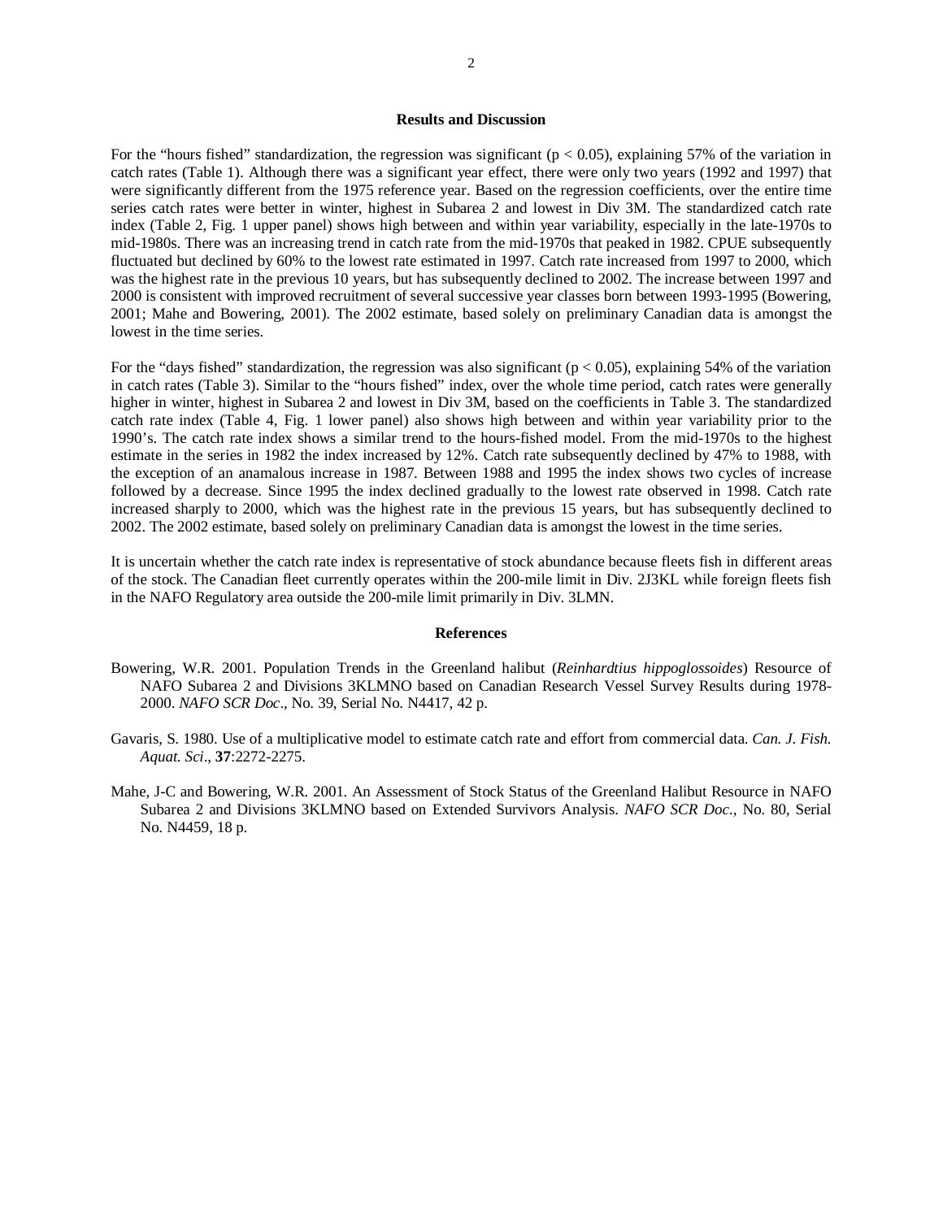## Results and Discussion

For the "hours fished" standardization, the regression was significant ($p < 0.05$), explaining 57% of the variation in catch rates (Table 1). Although there was a significant year effect, there were only two years (1992 and 1997) that were significantly different from the 1975 reference year. Based on the regression coefficients, over the entire time series catch rates were better in winter, highest in Subarea 2 and lowest in Div 3M. The standardized catch rate index (Table 2, Fig. 1 upper panel) shows high between and within year variability, especially in the late-1970s to mid-1980s. There was an increasing trend in catch rate from the mid-1970s that peaked in 1982. CPUE subsequently fluctuated but declined by 60% to the lowest rate estimated in 1997. Catch rate increased from 1997 to 2000, which was the highest rate in the previous 10 years, but has subsequently declined to 2002. The increase between 1997 and 2000 is consistent with improved recruitment of several successive year classes born between 1993-1995 (Bowering, 2001; Mahe and Bowering, 2001). The 2002 estimate, based solely on preliminary Canadian data is amongst the lowest in the time series.

For the "days fished" standardization, the regression was also significant ($p < 0.05$), explaining 54% of the variation in catch rates (Table 3). Similar to the "hours fished" index, over the whole time period, catch rates were generally higher in winter, highest in Subarea 2 and lowest in Div 3M, based on the coefficients in Table 3. The standardized catch rate index (Table 4, Fig. 1 lower panel) also shows high between and within year variability prior to the 1990's. The catch rate index shows a similar trend to the hours-fished model. From the mid-1970s to the highest estimate in the series in 1982 the index increased by 12%. Catch rate subsequently declined by 47% to 1988, with the exception of an anamalous increase in 1987. Between 1988 and 1995 the index shows two cycles of increase followed by a decrease. Since 1995 the index declined gradually to the lowest rate observed in 1998. Catch rate increased sharply to 2000, which was the highest rate in the previous 15 years, but has subsequently declined to 2002. The 2002 estimate, based solely on preliminary Canadian data is amongst the lowest in the time series.

It is uncertain whether the catch rate index is representative of stock abundance because fleets fish in different areas of the stock. The Canadian fleet currently operates within the 200-mile limit in Div. 2J3KL while foreign fleets fish in the NAFO Regulatory area outside the 200-mile limit primarily in Div. 3LMN.

## References

Bowering, W.R. 2001. Population Trends in the Greenland halibut (*Reinhardtius hippoglossoides*) Resource of NAFO Subarea 2 and Divisions 3KLMNO based on Canadian Research Vessel Survey Results during 1978-2000. *NAFO SCR Doc*., No. 39, Serial No. N4417, 42 p.

Gavaris, S. 1980. Use of a multiplicative model to estimate catch rate and effort from commercial data. *Can. J. Fish. Aquat. Sci*., **37**:2272-2275.

Mahe, J-C and Bowering, W.R. 2001. An Assessment of Stock Status of the Greenland Halibut Resource in NAFO Subarea 2 and Divisions 3KLMNO based on Extended Survivors Analysis. *NAFO SCR Doc*., No. 80, Serial No. N4459, 18 p.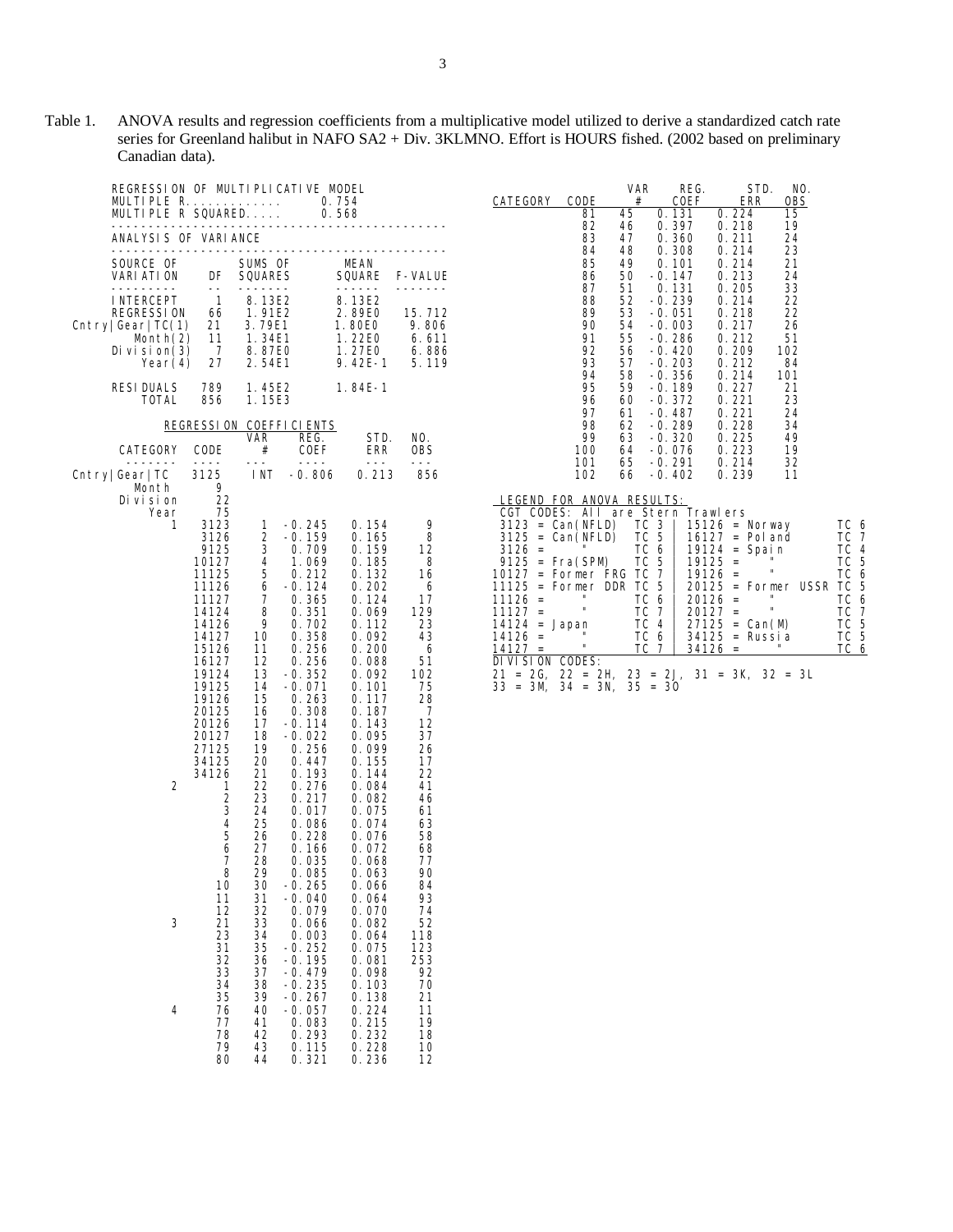Table 1. ANOVA results and regression coefficients from a multiplicative model utilized to derive a standardized catch rate series for Greenland halibut in NAFO SA2 + Div. 3KLMNO. Effort is HOURS fished. (2002 based on preliminary Canadian data).

REGRESSION OF MULTIPLICATIVE MODEL
MULTIPLE R............. 0.754
MULTIPLE R SQUARED...... 0.568

ANALYSIS OF VARIANCE

| SOURCE OF VARIATION | DF | SUMS OF SQUARES | MEAN SQUARE | F-VALUE |
|---|---|---|---|---|
| INTERCEPT | 1 | 8.13E2 | 8.13E2 | |
| REGRESSION | 66 | 1.91E2 | 2.89E0 | 15.712 |
| Cntry\|Gear\|TC(1) | 21 | 3.79E1 | 1.80E0 | 9.806 |
| Month(2) | 11 | 1.34E1 | 1.22E0 | 6.611 |
| Division(3) | 7 | 8.87E0 | 1.27E0 | 6.886 |
| Year(4) | 27 | 2.54E1 | 9.42E-1 | 5.119 |
| RESIDUALS | 789 | 1.45E2 | 1.84E-1 | |
| TOTAL | 856 | 1.15E3 | | |

REGRESSION COEFFICIENTS

| CATEGORY | CODE | VAR # | REG. COEF | STD. ERR | NO. OBS |
|---|---|---|---|---|---|
| Cntry\|Gear\|TC | 3125 | INT | -0.806 | 0.213 | 856 |
| Month | 9 | | | | |
| Division | 22 | | | | |
| Year | 75 | | | | |
| 1 | 3123 | 1 | -0.245 | 0.154 | 9 |
| | 3126 | 2 | -0.159 | 0.165 | 8 |
| | 9125 | 3 | 0.709 | 0.159 | 12 |
| | 10127 | 4 | 1.069 | 0.185 | 8 |
| | 11125 | 5 | 0.212 | 0.132 | 16 |
| | 11126 | 6 | -0.124 | 0.202 | 6 |
| | 11127 | 7 | 0.365 | 0.124 | 17 |
| | 14124 | 8 | 0.351 | 0.069 | 129 |
| | 14126 | 9 | 0.702 | 0.112 | 23 |
| | 14127 | 10 | 0.358 | 0.092 | 43 |
| | 15126 | 11 | 0.256 | 0.200 | 6 |
| | 16127 | 12 | 0.256 | 0.088 | 51 |
| | 19124 | 13 | -0.352 | 0.092 | 102 |
| | 19125 | 14 | -0.071 | 0.101 | 75 |
| | 19126 | 15 | 0.263 | 0.117 | 28 |
| | 20125 | 16 | 0.308 | 0.187 | 7 |
| | 20126 | 17 | -0.114 | 0.143 | 12 |
| | 20127 | 18 | -0.022 | 0.095 | 37 |
| | 27125 | 19 | 0.256 | 0.099 | 26 |
| | 34125 | 20 | 0.447 | 0.155 | 17 |
| | 34126 | 21 | 0.193 | 0.144 | 22 |
| 2 | 1 | 22 | 0.276 | 0.084 | 41 |
| | 2 | 23 | 0.217 | 0.082 | 46 |
| | 3 | 24 | 0.017 | 0.075 | 61 |
| | 4 | 25 | 0.086 | 0.074 | 63 |
| | 5 | 26 | 0.228 | 0.076 | 58 |
| | 6 | 27 | 0.166 | 0.072 | 68 |
| | 7 | 28 | 0.035 | 0.068 | 77 |
| | 8 | 29 | 0.085 | 0.063 | 90 |
| | 10 | 30 | -0.265 | 0.066 | 84 |
| | 11 | 31 | -0.040 | 0.064 | 93 |
| | 12 | 32 | 0.079 | 0.070 | 74 |
| 3 | 21 | 33 | 0.066 | 0.082 | 52 |
| | 23 | 34 | 0.003 | 0.064 | 118 |
| | 31 | 35 | -0.252 | 0.075 | 123 |
| | 32 | 36 | -0.195 | 0.081 | 253 |
| | 33 | 37 | -0.479 | 0.098 | 92 |
| | 34 | 38 | -0.235 | 0.103 | 70 |
| | 35 | 39 | -0.267 | 0.138 | 21 |
| 4 | 76 | 40 | -0.057 | 0.224 | 11 |
| | 77 | 41 | 0.083 | 0.215 | 19 |
| | 78 | 42 | 0.293 | 0.232 | 18 |
| | 79 | 43 | 0.115 | 0.228 | 10 |
| | 80 | 44 | 0.321 | 0.236 | 12 |
| | 81 | 45 | 0.131 | 0.224 | 15 |
| | 82 | 46 | 0.397 | 0.218 | 19 |
| | 83 | 47 | 0.360 | 0.211 | 24 |
| | 84 | 48 | 0.308 | 0.214 | 23 |
| | 85 | 49 | 0.101 | 0.214 | 21 |
| | 86 | 50 | -0.147 | 0.213 | 24 |
| | 87 | 51 | 0.131 | 0.205 | 33 |
| | 88 | 52 | -0.239 | 0.214 | 22 |
| | 89 | 53 | -0.051 | 0.218 | 22 |
| | 90 | 54 | -0.003 | 0.217 | 26 |
| | 91 | 55 | -0.286 | 0.212 | 51 |
| | 92 | 56 | -0.420 | 0.209 | 102 |
| | 93 | 57 | -0.203 | 0.212 | 84 |
| | 94 | 58 | -0.356 | 0.214 | 101 |
| | 95 | 59 | -0.189 | 0.227 | 21 |
| | 96 | 60 | -0.372 | 0.221 | 23 |
| | 97 | 61 | -0.487 | 0.221 | 24 |
| | 98 | 62 | -0.289 | 0.228 | 34 |
| | 99 | 63 | -0.320 | 0.225 | 49 |
| | 100 | 64 | -0.076 | 0.223 | 19 |
| | 101 | 65 | -0.291 | 0.214 | 32 |
| | 102 | 66 | -0.402 | 0.239 | 11 |

LEGEND FOR ANOVA RESULTS:

CGT CODES: All are Stern Trawlers

| Code | Country | TC | Code | Country | TC |
|---|---|---|---|---|---|
| 3123 | Can(NFLD) | TC 3 | 15126 | Norway | TC 6 |
| 3125 | Can(NFLD) | TC 5 | 16127 | Poland | TC 7 |
| 3126 | " | TC 6 | 19124 | Spain | TC 4 |
| 9125 | Fra(SPM) | TC 5 | 19125 | " | TC 5 |
| 10127 | Former FRG | TC 7 | 19126 | " | TC 6 |
| 11125 | Former DDR | TC 5 | 20125 | Former USSR | TC 5 |
| 11126 | " | TC 6 | 20126 | " | TC 6 |
| 11127 | " | TC 7 | 20127 | " | TC 7 |
| 14124 | Japan | TC 4 | 27125 | Can(M) | TC 5 |
| 14126 | " | TC 6 | 34125 | Russia | TC 5 |
| 14127 | " | TC 7 | 34126 | " | TC 6 |

DIVISION CODES:
21 = 2G, 22 = 2H, 23 = 2J, 31 = 3K, 32 = 3L
33 = 3M, 34 = 3N, 35 = 3O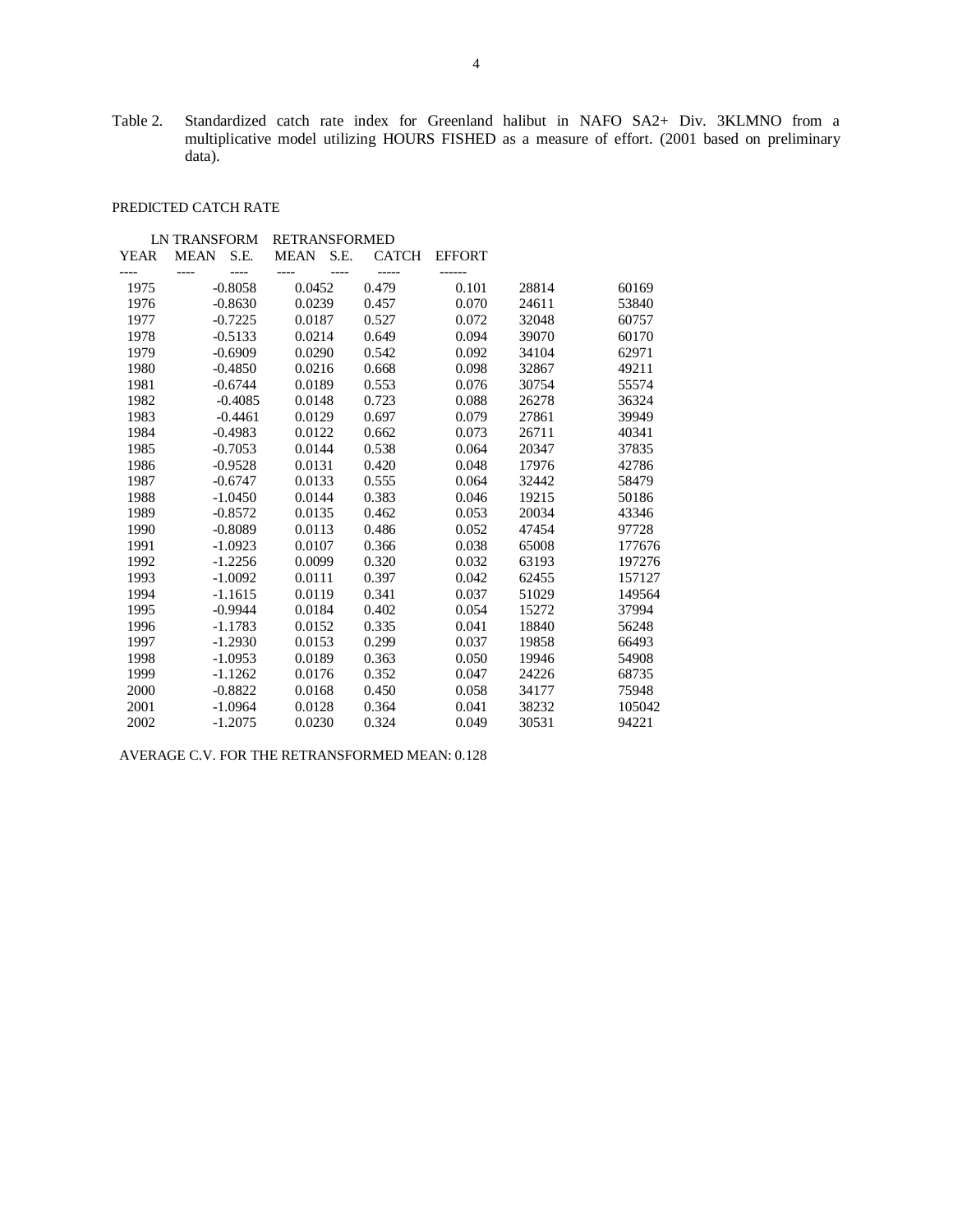Table 2. Standardized catch rate index for Greenland halibut in NAFO SA2+ Div. 3KLMNO from a multiplicative model utilizing HOURS FISHED as a measure of effort. (2001 based on preliminary data).

PREDICTED CATCH RATE

| | LN TRANSFORM | | RETRANSFORMED | | | |
|---|---|---|---|---|---|---|
| YEAR | MEAN | S.E. | MEAN | S.E. | CATCH | EFFORT |
| 1975 | -0.8058 | 0.0452 | 0.479 | 0.101 | 28814 | 60169 |
| 1976 | -0.8630 | 0.0239 | 0.457 | 0.070 | 24611 | 53840 |
| 1977 | -0.7225 | 0.0187 | 0.527 | 0.072 | 32048 | 60757 |
| 1978 | -0.5133 | 0.0214 | 0.649 | 0.094 | 39070 | 60170 |
| 1979 | -0.6909 | 0.0290 | 0.542 | 0.092 | 34104 | 62971 |
| 1980 | -0.4850 | 0.0216 | 0.668 | 0.098 | 32867 | 49211 |
| 1981 | -0.6744 | 0.0189 | 0.553 | 0.076 | 30754 | 55574 |
| 1982 | -0.4085 | 0.0148 | 0.723 | 0.088 | 26278 | 36324 |
| 1983 | -0.4461 | 0.0129 | 0.697 | 0.079 | 27861 | 39949 |
| 1984 | -0.4983 | 0.0122 | 0.662 | 0.073 | 26711 | 40341 |
| 1985 | -0.7053 | 0.0144 | 0.538 | 0.064 | 20347 | 37835 |
| 1986 | -0.9528 | 0.0131 | 0.420 | 0.048 | 17976 | 42786 |
| 1987 | -0.6747 | 0.0133 | 0.555 | 0.064 | 32442 | 58479 |
| 1988 | -1.0450 | 0.0144 | 0.383 | 0.046 | 19215 | 50186 |
| 1989 | -0.8572 | 0.0135 | 0.462 | 0.053 | 20034 | 43346 |
| 1990 | -0.8089 | 0.0113 | 0.486 | 0.052 | 47454 | 97728 |
| 1991 | -1.0923 | 0.0107 | 0.366 | 0.038 | 65008 | 177676 |
| 1992 | -1.2256 | 0.0099 | 0.320 | 0.032 | 63193 | 197276 |
| 1993 | -1.0092 | 0.0111 | 0.397 | 0.042 | 62455 | 157127 |
| 1994 | -1.1615 | 0.0119 | 0.341 | 0.037 | 51029 | 149564 |
| 1995 | -0.9944 | 0.0184 | 0.402 | 0.054 | 15272 | 37994 |
| 1996 | -1.1783 | 0.0152 | 0.335 | 0.041 | 18840 | 56248 |
| 1997 | -1.2930 | 0.0153 | 0.299 | 0.037 | 19858 | 66493 |
| 1998 | -1.0953 | 0.0189 | 0.363 | 0.050 | 19946 | 54908 |
| 1999 | -1.1262 | 0.0176 | 0.352 | 0.047 | 24226 | 68735 |
| 2000 | -0.8822 | 0.0168 | 0.450 | 0.058 | 34177 | 75948 |
| 2001 | -1.0964 | 0.0128 | 0.364 | 0.041 | 38232 | 105042 |
| 2002 | -1.2075 | 0.0230 | 0.324 | 0.049 | 30531 | 94221 |

AVERAGE C.V. FOR THE RETRANSFORMED MEAN: 0.128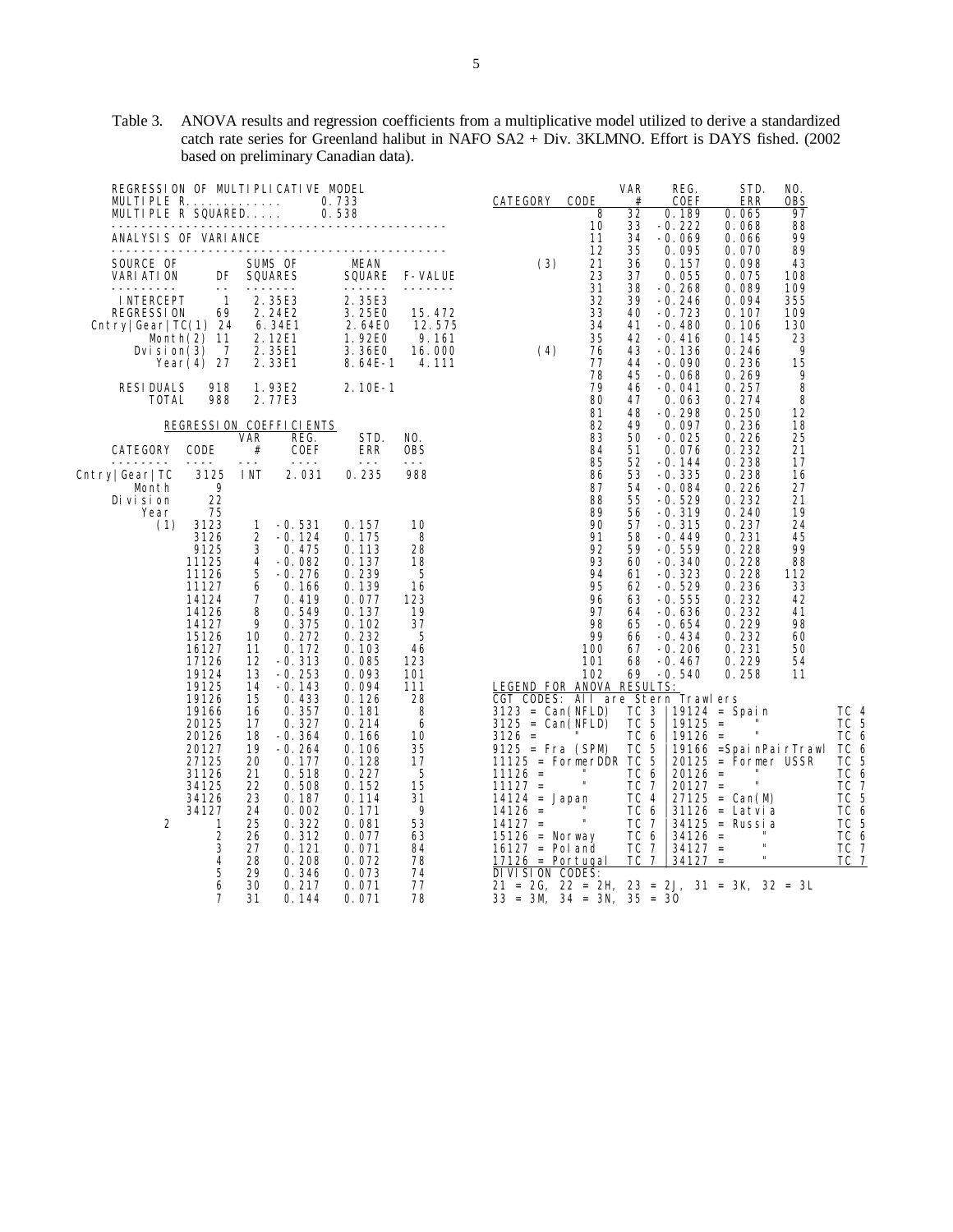Table 3. ANOVA results and regression coefficients from a multiplicative model utilized to derive a standardized catch rate series for Greenland halibut in NAFO SA2 + Div. 3KLMNO. Effort is DAYS fished. (2002 based on preliminary Canadian data).

REGRESSION OF MULTIPLICATIVE MODEL

MULTIPLE R............. 0.733

MULTIPLE R SQUARED..... 0.538

ANALYSIS OF VARIANCE

| SOURCE OF VARIATION | DF | SUMS OF SQUARES | MEAN SQUARE | F-VALUE |
|---|---|---|---|---|
| INTERCEPT | 1 | 2.35E3 | 2.35E3 | |
| REGRESSION | 69 | 2.24E2 | 3.25E0 | 15.472 |
| Cntry\|Gear\|TC(1) | 24 | 6.34E1 | 2.64E0 | 12.575 |
| Month(2) | 11 | 2.12E1 | 1.92E0 | 9.161 |
| Dvision(3) | 7 | 2.35E1 | 3.36E0 | 16.000 |
| Year(4) | 27 | 2.33E1 | 8.64E-1 | 4.111 |
| RESIDUALS | 918 | 1.93E2 | 2.10E-1 | |
| TOTAL | 988 | 2.77E3 | | |

REGRESSION COEFFICIENTS

| CATEGORY | CODE | VAR # | REG. COEF | STD. ERR | NO. OBS |
|---|---|---|---|---|---|
| Cntry\|Gear\|TC | 3125 | INT | 2.031 | 0.235 | 988 |
| Month | 9 | | | | |
| Division | 22 | | | | |
| Year | 75 | | | | |
| (1) | 3123 | 1 | -0.531 | 0.157 | 10 |
| | 3126 | 2 | -0.124 | 0.175 | 8 |
| | 9125 | 3 | 0.475 | 0.113 | 28 |
| | 11125 | 4 | -0.082 | 0.137 | 18 |
| | 11126 | 5 | -0.276 | 0.239 | 5 |
| | 11127 | 6 | 0.166 | 0.139 | 16 |
| | 14124 | 7 | 0.419 | 0.077 | 123 |
| | 14126 | 8 | 0.549 | 0.137 | 19 |
| | 14127 | 9 | 0.375 | 0.102 | 37 |
| | 15126 | 10 | 0.272 | 0.232 | 5 |
| | 16127 | 11 | 0.172 | 0.103 | 46 |
| | 17126 | 12 | -0.313 | 0.085 | 123 |
| | 19124 | 13 | -0.253 | 0.093 | 101 |
| | 19125 | 14 | -0.143 | 0.094 | 111 |
| | 19126 | 15 | 0.433 | 0.126 | 28 |
| | 19166 | 16 | 0.357 | 0.181 | 8 |
| | 20125 | 17 | 0.327 | 0.214 | 6 |
| | 20126 | 18 | -0.364 | 0.166 | 10 |
| | 20127 | 19 | -0.264 | 0.106 | 35 |
| | 27125 | 20 | 0.177 | 0.128 | 17 |
| | 31126 | 21 | 0.518 | 0.227 | 5 |
| | 34125 | 22 | 0.508 | 0.152 | 15 |
| | 34126 | 23 | 0.187 | 0.114 | 31 |
| | 34127 | 24 | 0.002 | 0.171 | 9 |
| 2 | 1 | 25 | 0.322 | 0.081 | 53 |
| | 2 | 26 | 0.312 | 0.077 | 63 |
| | 3 | 27 | 0.121 | 0.071 | 84 |
| | 4 | 28 | 0.208 | 0.072 | 78 |
| | 5 | 29 | 0.346 | 0.073 | 74 |
| | 6 | 30 | 0.217 | 0.071 | 77 |
| | 7 | 31 | 0.144 | 0.071 | 78 |
| | 8 | 32 | 0.189 | 0.065 | 97 |
| | 10 | 33 | -0.222 | 0.068 | 88 |
| | 11 | 34 | -0.069 | 0.066 | 99 |
| | 12 | 35 | 0.095 | 0.070 | 89 |
| (3) | 21 | 36 | 0.157 | 0.098 | 43 |
| | 23 | 37 | 0.055 | 0.075 | 108 |
| | 31 | 38 | -0.268 | 0.089 | 109 |
| | 32 | 39 | -0.246 | 0.094 | 355 |
| | 33 | 40 | -0.723 | 0.107 | 109 |
| | 34 | 41 | -0.480 | 0.106 | 130 |
| | 35 | 42 | -0.416 | 0.145 | 23 |
| (4) | 76 | 43 | -0.136 | 0.246 | 9 |
| | 77 | 44 | -0.090 | 0.236 | 15 |
| | 78 | 45 | -0.068 | 0.269 | 9 |
| | 79 | 46 | -0.041 | 0.257 | 8 |
| | 80 | 47 | 0.063 | 0.274 | 8 |
| | 81 | 48 | -0.298 | 0.250 | 12 |
| | 82 | 49 | 0.097 | 0.236 | 18 |
| | 83 | 50 | -0.025 | 0.226 | 25 |
| | 84 | 51 | 0.076 | 0.232 | 21 |
| | 85 | 52 | -0.144 | 0.238 | 17 |
| | 86 | 53 | -0.335 | 0.238 | 16 |
| | 87 | 54 | -0.084 | 0.226 | 27 |
| | 88 | 55 | -0.529 | 0.232 | 21 |
| | 89 | 56 | -0.319 | 0.240 | 19 |
| | 90 | 57 | -0.315 | 0.237 | 24 |
| | 91 | 58 | -0.449 | 0.231 | 45 |
| | 92 | 59 | -0.559 | 0.228 | 99 |
| | 93 | 60 | -0.340 | 0.228 | 88 |
| | 94 | 61 | -0.323 | 0.228 | 112 |
| | 95 | 62 | -0.529 | 0.236 | 33 |
| | 96 | 63 | -0.555 | 0.232 | 42 |
| | 97 | 64 | -0.636 | 0.232 | 41 |
| | 98 | 65 | -0.654 | 0.229 | 98 |
| | 99 | 66 | -0.434 | 0.232 | 60 |
| | 100 | 67 | -0.206 | 0.231 | 50 |
| | 101 | 68 | -0.467 | 0.229 | 54 |
| | 102 | 69 | -0.540 | 0.258 | 11 |

LEGEND FOR ANOVA RESULTS:

CGT CODES: All are Stern Trawlers

| Code | Country | TC | Code | Country | TC |
|---|---|---|---|---|---|
| 3123 | Can(NFLD) | TC 3 | 19124 | Spain | TC 4 |
| 3125 | Can(NFLD) | TC 5 | 19125 | " | TC 5 |
| 3126 | " | TC 6 | 19126 | " | TC 6 |
| 9125 | Fra (SPM) | TC 5 | 19166 | SpainPairTrawl | TC 6 |
| 11125 | FormerDDR | TC 5 | 20125 | Former USSR | TC 5 |
| 11126 | " | TC 6 | 20126 | " | TC 6 |
| 11127 | " | TC 7 | 20127 | " | TC 7 |
| 14124 | Japan | TC 4 | 27125 | Can(M) | TC 5 |
| 14126 | " | TC 6 | 31126 | Latvia | TC 6 |
| 14127 | " | TC 7 | 34125 | Russia | TC 5 |
| 15126 | Norway | TC 6 | 34126 | " | TC 6 |
| 16127 | Poland | TC 7 | 34127 | " | TC 7 |
| 17126 | Portugal | TC 7 | 34127 | " | TC 7 |

DIVISION CODES:

21 = 2G, 22 = 2H, 23 = 2J, 31 = 3K, 32 = 3L

33 = 3M, 34 = 3N, 35 = 3O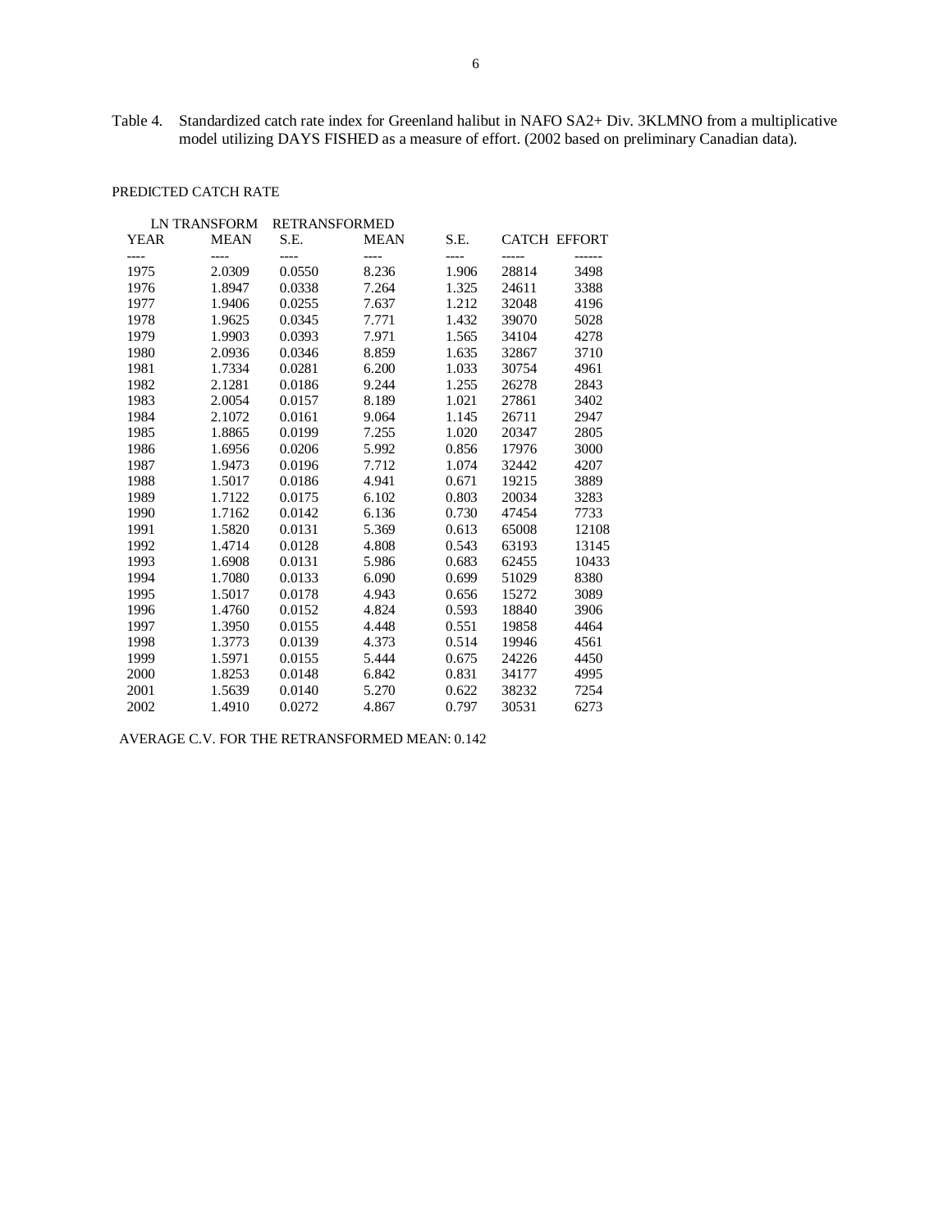Table 4. Standardized catch rate index for Greenland halibut in NAFO SA2+ Div. 3KLMNO from a multiplicative model utilizing DAYS FISHED as a measure of effort. (2002 based on preliminary Canadian data).

PREDICTED CATCH RATE

| | LN TRANSFORM | | RETRANSFORMED | | | |
|---|---|---|---|---|---|---|
| YEAR | MEAN | S.E. | MEAN | S.E. | CATCH | EFFORT |
| 1975 | 2.0309 | 0.0550 | 8.236 | 1.906 | 28814 | 3498 |
| 1976 | 1.8947 | 0.0338 | 7.264 | 1.325 | 24611 | 3388 |
| 1977 | 1.9406 | 0.0255 | 7.637 | 1.212 | 32048 | 4196 |
| 1978 | 1.9625 | 0.0345 | 7.771 | 1.432 | 39070 | 5028 |
| 1979 | 1.9903 | 0.0393 | 7.971 | 1.565 | 34104 | 4278 |
| 1980 | 2.0936 | 0.0346 | 8.859 | 1.635 | 32867 | 3710 |
| 1981 | 1.7334 | 0.0281 | 6.200 | 1.033 | 30754 | 4961 |
| 1982 | 2.1281 | 0.0186 | 9.244 | 1.255 | 26278 | 2843 |
| 1983 | 2.0054 | 0.0157 | 8.189 | 1.021 | 27861 | 3402 |
| 1984 | 2.1072 | 0.0161 | 9.064 | 1.145 | 26711 | 2947 |
| 1985 | 1.8865 | 0.0199 | 7.255 | 1.020 | 20347 | 2805 |
| 1986 | 1.6956 | 0.0206 | 5.992 | 0.856 | 17976 | 3000 |
| 1987 | 1.9473 | 0.0196 | 7.712 | 1.074 | 32442 | 4207 |
| 1988 | 1.5017 | 0.0186 | 4.941 | 0.671 | 19215 | 3889 |
| 1989 | 1.7122 | 0.0175 | 6.102 | 0.803 | 20034 | 3283 |
| 1990 | 1.7162 | 0.0142 | 6.136 | 0.730 | 47454 | 7733 |
| 1991 | 1.5820 | 0.0131 | 5.369 | 0.613 | 65008 | 12108 |
| 1992 | 1.4714 | 0.0128 | 4.808 | 0.543 | 63193 | 13145 |
| 1993 | 1.6908 | 0.0131 | 5.986 | 0.683 | 62455 | 10433 |
| 1994 | 1.7080 | 0.0133 | 6.090 | 0.699 | 51029 | 8380 |
| 1995 | 1.5017 | 0.0178 | 4.943 | 0.656 | 15272 | 3089 |
| 1996 | 1.4760 | 0.0152 | 4.824 | 0.593 | 18840 | 3906 |
| 1997 | 1.3950 | 0.0155 | 4.448 | 0.551 | 19858 | 4464 |
| 1998 | 1.3773 | 0.0139 | 4.373 | 0.514 | 19946 | 4561 |
| 1999 | 1.5971 | 0.0155 | 5.444 | 0.675 | 24226 | 4450 |
| 2000 | 1.8253 | 0.0148 | 6.842 | 0.831 | 34177 | 4995 |
| 2001 | 1.5639 | 0.0140 | 5.270 | 0.622 | 38232 | 7254 |
| 2002 | 1.4910 | 0.0272 | 4.867 | 0.797 | 30531 | 6273 |

AVERAGE C.V. FOR THE RETRANSFORMED MEAN: 0.142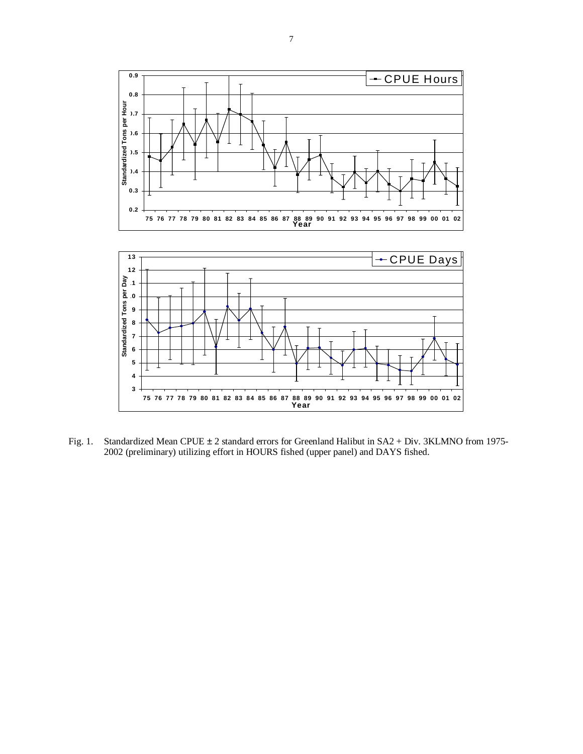0.9
0.8
).7
).6
).5
).4
0.3
0.2

Standardized Tons per Hour

CPUE Hours

75 76 77 78 79 80 81 82 83 84 85 86 87 88 89 90 91 92 93 94 95 96 97 98 99 00 01 02

Year

13
12
.1
.0
9
8
7
6
5
4
3

Standardized Tons per Day

CPUE Days

75 76 77 78 79 80 81 82 83 84 85 86 87 88 89 90 91 92 93 94 95 96 97 98 99 00 01 02

Year

Fig. 1. Standardized Mean CPUE ± 2 standard errors for Greenland Halibut in SA2 + Div. 3KLMNO from 1975-2002 (preliminary) utilizing effort in HOURS fished (upper panel) and DAYS fished.